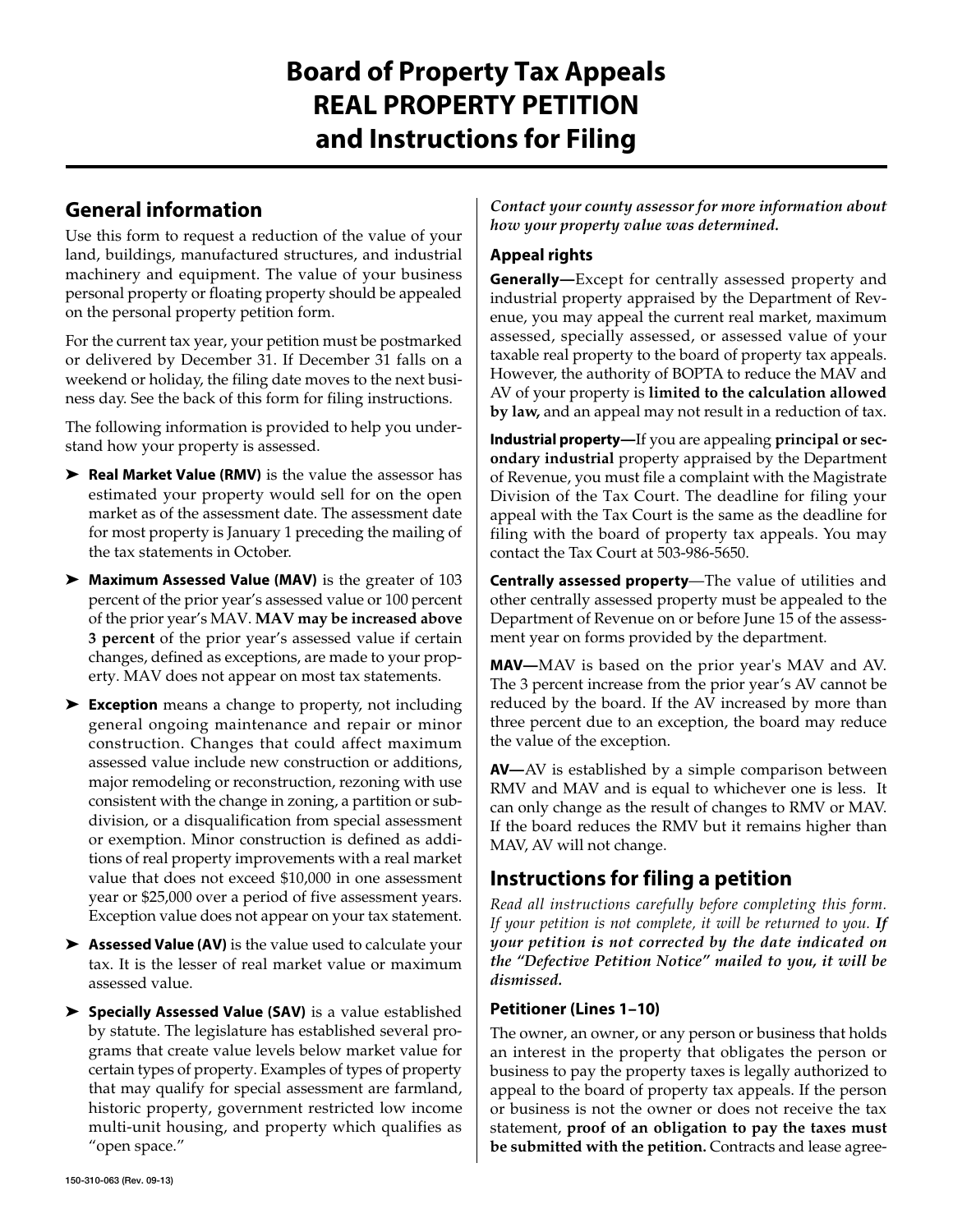# Board of Property Tax Appeals REAL PROPERTY PETITION and Instructions for Filing

## General information

Use this form to request a reduction of the value of your land, buildings, manufactured structures, and industrial machinery and equipment. The value of your business personal property or floating property should be appealed on the personal property petition form.

For the current tax year, your petition must be postmarked or delivered by December 31. If December 31 falls on a weekend or holiday, the filing date moves to the next business day. See the back of this form for filing instructions.

The following information is provided to help you understand how your property is assessed.

- **Real Market Value (RMV)** is the value the assessor has estimated your property would sell for on the open market as of the assessment date. The assessment date for most property is January 1 preceding the mailing of the tax statements in October.
- **Maximum Assessed Value (MAV)** is the greater of 103 percent of the prior year's assessed value or 100 percent of the prior year's MAV. **MAV may be increased above 3 percent** of the prior year's assessed value if certain changes, defined as exceptions, are made to your property. MAV does not appear on most tax statements.
- **Exception** means a change to property, not including general ongoing maintenance and repair or minor construction. Changes that could affect maximum assessed value include new construction or additions, major remodeling or reconstruction, rezoning with use consistent with the change in zoning, a partition or subdivision, or a disqualification from special assessment or exemption. Minor construction is defined as additions of real property improvements with a real market value that does not exceed $10,000 in one assessment year or $25,000 over a period of five assessment years. Exception value does not appear on your tax statement.
- **Assessed Value (AV)** is the value used to calculate your tax. It is the lesser of real market value or maximum assessed value.
- **Specially Assessed Value (SAV)** is a value established by statute. The legislature has established several programs that create value levels below market value for certain types of property. Examples of types of property that may qualify for special assessment are farmland, historic property, government restricted low income multi-unit housing, and property which qualifies as "open space."

***Contact your county assessor for more information about how your property value was determined.***

### Appeal rights

**Generally—**Except for centrally assessed property and industrial property appraised by the Department of Revenue, you may appeal the current real market, maximum assessed, specially assessed, or assessed value of your taxable real property to the board of property tax appeals. However, the authority of BOPTA to reduce the MAV and AV of your property is **limited to the calculation allowed by law,** and an appeal may not result in a reduction of tax.

**Industrial property—**If you are appealing **principal or secondary industrial** property appraised by the Department of Revenue, you must file a complaint with the Magistrate Division of the Tax Court. The deadline for filing your appeal with the Tax Court is the same as the deadline for filing with the board of property tax appeals. You may contact the Tax Court at 503-986-5650.

**Centrally assessed property**—The value of utilities and other centrally assessed property must be appealed to the Department of Revenue on or before June 15 of the assessment year on forms provided by the department.

**MAV—**MAV is based on the prior year's MAV and AV. The 3 percent increase from the prior year's AV cannot be reduced by the board. If the AV increased by more than three percent due to an exception, the board may reduce the value of the exception.

**AV—**AV is established by a simple comparison between RMV and MAV and is equal to whichever one is less. It can only change as the result of changes to RMV or MAV. If the board reduces the RMV but it remains higher than MAV, AV will not change.

## Instructions for filing a petition

*Read all instructions carefully before completing this form. If your petition is not complete, it will be returned to you.* ***If your petition is not corrected by the date indicated on the "Defective Petition Notice" mailed to you, it will be dismissed.***

### Petitioner (Lines 1–10)

The owner, an owner, or any person or business that holds an interest in the property that obligates the person or business to pay the property taxes is legally authorized to appeal to the board of property tax appeals. If the person or business is not the owner or does not receive the tax statement, **proof of an obligation to pay the taxes must be submitted with the petition.** Contracts and lease agree-

150-310-063 (Rev. 09-13)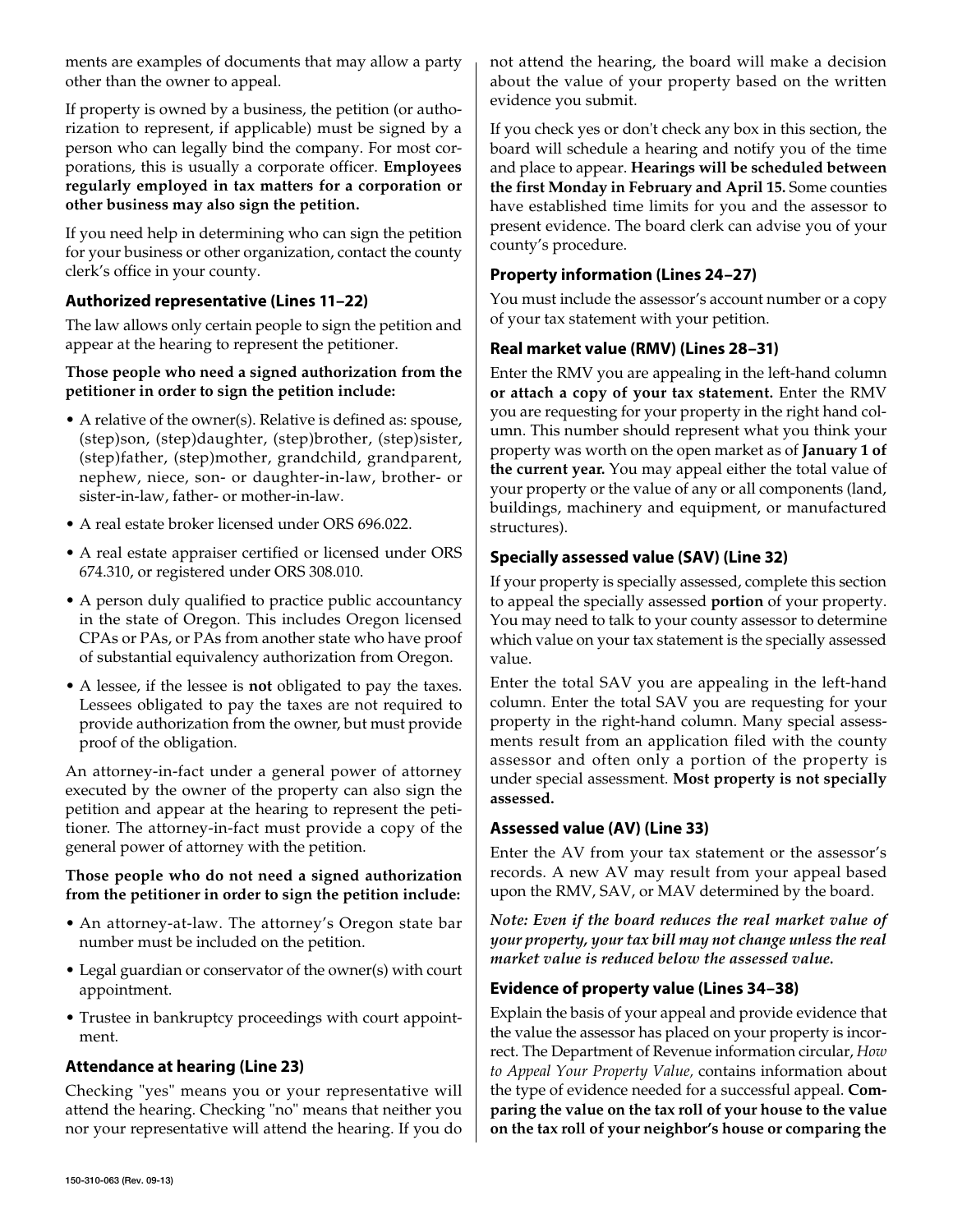ments are examples of documents that may allow a party other than the owner to appeal.

If property is owned by a business, the petition (or authorization to represent, if applicable) must be signed by a person who can legally bind the company. For most corporations, this is usually a corporate officer. **Employees regularly employed in tax matters for a corporation or other business may also sign the petition.**

If you need help in determining who can sign the petition for your business or other organization, contact the county clerk's office in your county.

### Authorized representative (Lines 11–22)

The law allows only certain people to sign the petition and appear at the hearing to represent the petitioner.

**Those people who need a signed authorization from the petitioner in order to sign the petition include:**

- A relative of the owner(s). Relative is defined as: spouse, (step)son, (step)daughter, (step)brother, (step)sister, (step)father, (step)mother, grandchild, grandparent, nephew, niece, son- or daughter-in-law, brother- or sister-in-law, father- or mother-in-law.
- A real estate broker licensed under ORS 696.022.
- A real estate appraiser certified or licensed under ORS 674.310, or registered under ORS 308.010.
- A person duly qualified to practice public accountancy in the state of Oregon. This includes Oregon licensed CPAs or PAs, or PAs from another state who have proof of substantial equivalency authorization from Oregon.
- A lessee, if the lessee is **not** obligated to pay the taxes. Lessees obligated to pay the taxes are not required to provide authorization from the owner, but must provide proof of the obligation.

An attorney-in-fact under a general power of attorney executed by the owner of the property can also sign the petition and appear at the hearing to represent the petitioner. The attorney-in-fact must provide a copy of the general power of attorney with the petition.

**Those people who do not need a signed authorization from the petitioner in order to sign the petition include:**

- An attorney-at-law. The attorney's Oregon state bar number must be included on the petition.
- Legal guardian or conservator of the owner(s) with court appointment.
- Trustee in bankruptcy proceedings with court appointment.

### Attendance at hearing (Line 23)

Checking "yes" means you or your representative will attend the hearing. Checking "no" means that neither you nor your representative will attend the hearing. If you do not attend the hearing, the board will make a decision about the value of your property based on the written evidence you submit.

If you check yes or don't check any box in this section, the board will schedule a hearing and notify you of the time and place to appear. **Hearings will be scheduled between the first Monday in February and April 15.** Some counties have established time limits for you and the assessor to present evidence. The board clerk can advise you of your county's procedure.

### Property information (Lines 24–27)

You must include the assessor's account number or a copy of your tax statement with your petition.

### Real market value (RMV) (Lines 28–31)

Enter the RMV you are appealing in the left-hand column **or attach a copy of your tax statement.** Enter the RMV you are requesting for your property in the right hand column. This number should represent what you think your property was worth on the open market as of **January 1 of the current year.** You may appeal either the total value of your property or the value of any or all components (land, buildings, machinery and equipment, or manufactured structures).

### Specially assessed value (SAV) (Line 32)

If your property is specially assessed, complete this section to appeal the specially assessed **portion** of your property. You may need to talk to your county assessor to determine which value on your tax statement is the specially assessed value.

Enter the total SAV you are appealing in the left-hand column. Enter the total SAV you are requesting for your property in the right-hand column. Many special assessments result from an application filed with the county assessor and often only a portion of the property is under special assessment. **Most property is not specially assessed.**

### Assessed value (AV) (Line 33)

Enter the AV from your tax statement or the assessor's records. A new AV may result from your appeal based upon the RMV, SAV, or MAV determined by the board.

***Note: Even if the board reduces the real market value of your property, your tax bill may not change unless the real market value is reduced below the assessed value.***

### Evidence of property value (Lines 34–38)

Explain the basis of your appeal and provide evidence that the value the assessor has placed on your property is incorrect. The Department of Revenue information circular, *How to Appeal Your Property Value,* contains information about the type of evidence needed for a successful appeal. **Comparing the value on the tax roll of your house to the value on the tax roll of your neighbor's house or comparing the**

150-310-063 (Rev. 09-13)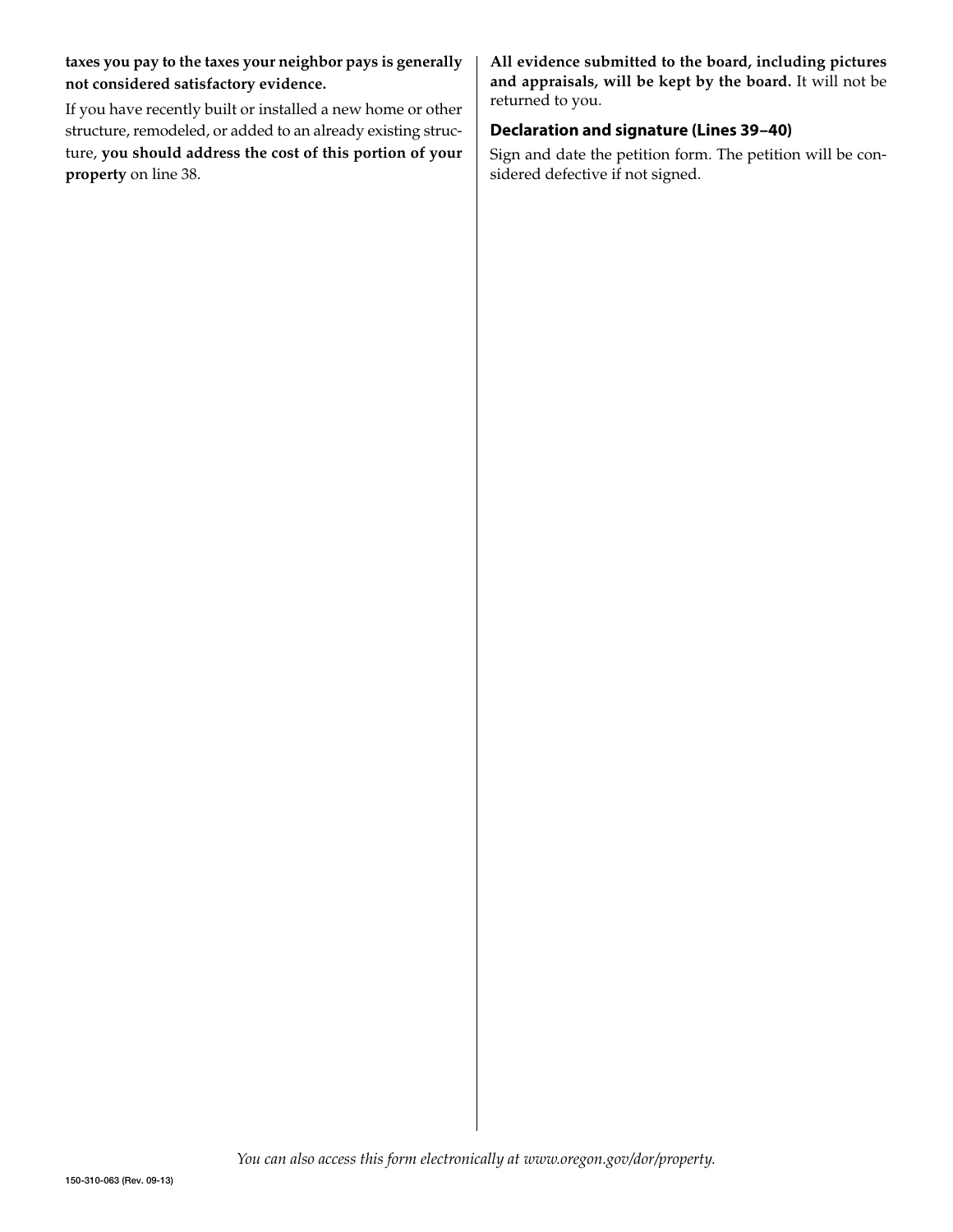**taxes you pay to the taxes your neighbor pays is generally not considered satisfactory evidence.**

If you have recently built or installed a new home or other structure, remodeled, or added to an already existing structure, **you should address the cost of this portion of your property** on line 38.

**All evidence submitted to the board, including pictures and appraisals, will be kept by the board.** It will not be returned to you.

### Declaration and signature (Lines 39–40)

Sign and date the petition form. The petition will be considered defective if not signed.

*You can also access this form electronically at www.oregon.gov/dor/property.*

150-310-063 (Rev. 09-13)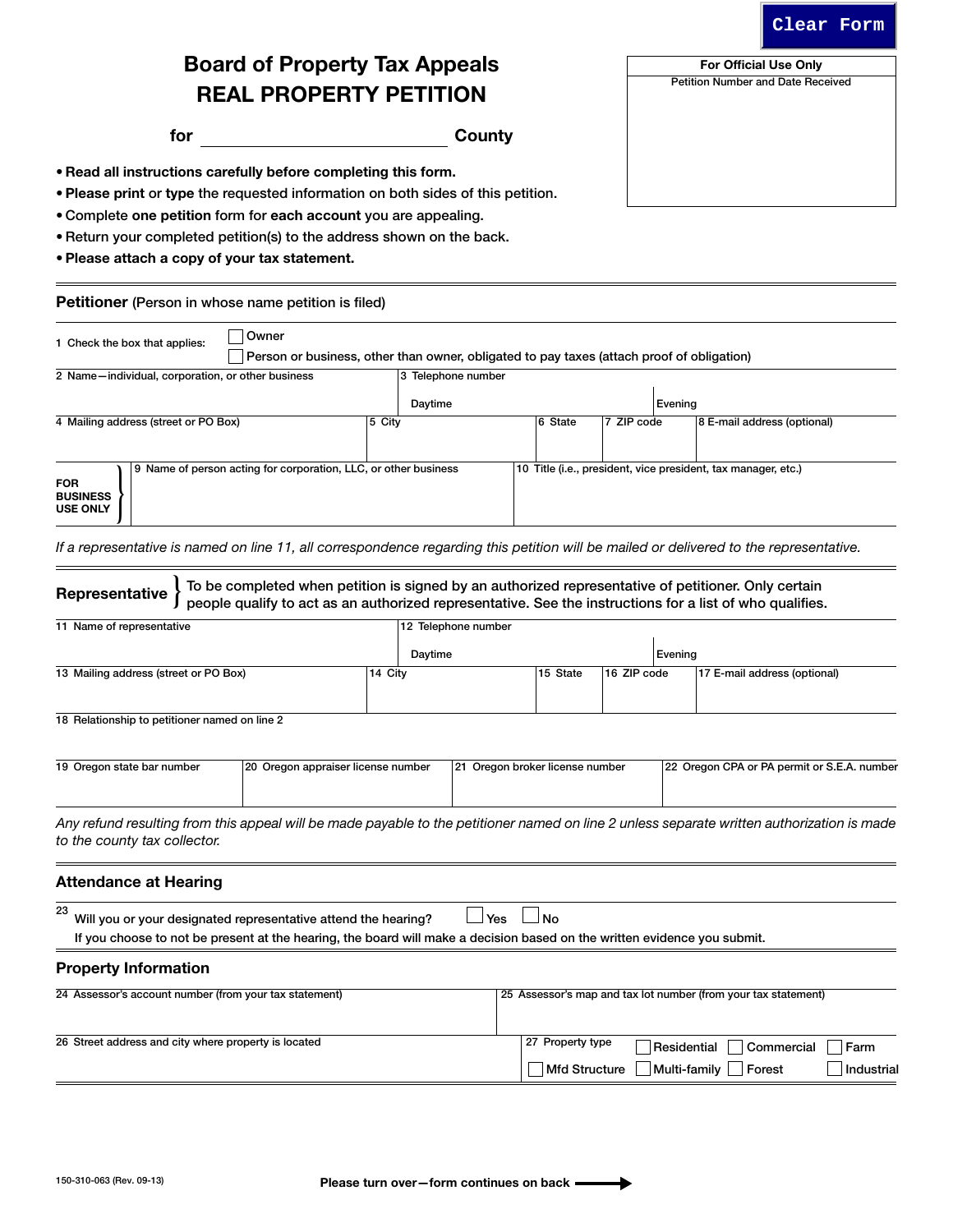Clear Form

| For Official Use Only |
| --- |
| Petition Number and Date Received |

# Board of Property Tax Appeals
# REAL PROPERTY PETITION

**for** ______________________ **County**

- **Read all instructions carefully before completing this form.**
- **Please print** or **type** the requested information on both sides of this petition.
- Complete **one petition** form for **each account** you are appealing.
- Return your completed petition(s) to the address shown on the back.
- **Please attach a copy of your tax statement.**

## Petitioner (Person in whose name petition is filed)

1 Check the box that applies:
- ☐ Owner
- ☐ Person or business, other than owner, obligated to pay taxes (attach proof of obligation)

| 2 Name—individual, corporation, or other business | 3 Telephone number Daytime | Evening | | |
| --- | --- | --- | --- | --- |
| **4** Mailing address (street or PO Box) | 5 City | 6 State | 7 ZIP code | 8 E-mail address (optional) |

| FOR BUSINESS USE ONLY | 9 Name of person acting for corporation, LLC, or other business | 10 Title (i.e., president, vice president, tax manager, etc.) |
| --- | --- | --- |

*If a representative is named on line 11, all correspondence regarding this petition will be mailed or delivered to the representative.*

## Representative

To be completed when petition is signed by an authorized representative of petitioner. Only certain people qualify to act as an authorized representative. See the instructions for a list of who qualifies.

| 11 Name of representative | 12 Telephone number Daytime | Evening | | |
| --- | --- | --- | --- | --- |
| 13 Mailing address (street or PO Box) | 14 City | 15 State | 16 ZIP code | 17 E-mail address (optional) |

18 Relationship to petitioner named on line 2

| 19 Oregon state bar number | 20 Oregon appraiser license number | 21 Oregon broker license number | 22 Oregon CPA or PA permit or S.E.A. number |
| --- | --- | --- | --- |

*Any refund resulting from this appeal will be made payable to the petitioner named on line 2 unless separate written authorization is made to the county tax collector.*

## Attendance at Hearing

23 Will you or your designated representative attend the hearing? ☐ Yes ☐ No

If you choose to not be present at the hearing, the board will make a decision based on the written evidence you submit.

## Property Information

| 24 Assessor's account number (from your tax statement) | 25 Assessor's map and tax lot number (from your tax statement) |
| --- | --- |
| 26 Street address and city where property is located | 27 Property type ☐ Residential ☐ Commercial ☐ Farm ☐ Mfd Structure ☐ Multi-family ☐ Forest ☐ Industrial |

150-310-063 (Rev. 09-13)

Please turn over—form continues on back →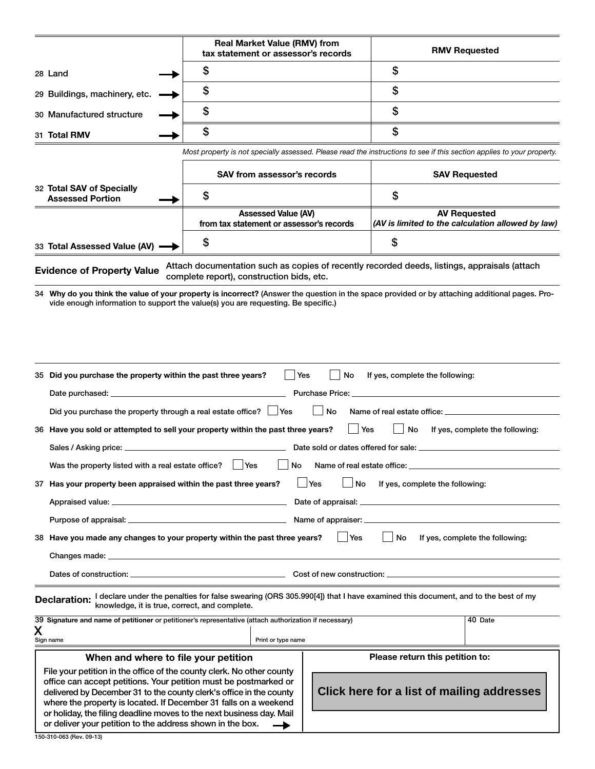| | Real Market Value (RMV) from tax statement or assessor's records | RMV Requested |
|---|---|---|
| 28 Land | $ | $ |
| 29 Buildings, machinery, etc. | $ | $ |
| 30 Manufactured structure | $ | $ |
| 31 **Total RMV** | $ | $ |

*Most property is not specially assessed. Please read the instructions to see if this section applies to your property.*

| | SAV from assessor's records | SAV Requested |
|---|---|---|
| 32 **Total SAV of Specially Assessed Portion** | $ | $ |

| | Assessed Value (AV) from tax statement or assessor's records | AV Requested *(AV is limited to the calculation allowed by law)* |
|---|---|---|
| 33 **Total Assessed Value (AV)** | $ | $ |

**Evidence of Property Value** Attach documentation such as copies of recently recorded deeds, listings, appraisals (attach complete report), construction bids, etc.

34 **Why do you think the value of your property is incorrect?** (Answer the question in the space provided or by attaching additional pages. Provide enough information to support the value(s) you are requesting. Be specific.)

35 **Did you purchase the property within the past three years?** ☐ Yes ☐ No If yes, complete the following:

Date purchased: ______________ Purchase Price: ______________

Did you purchase the property through a real estate office? ☐ Yes ☐ No Name of real estate office: ______________

36 **Have you sold or attempted to sell your property within the past three years?** ☐ Yes ☐ No If yes, complete the following:

Sales / Asking price: ______________ Date sold or dates offered for sale: ______________

Was the property listed with a real estate office? ☐ Yes ☐ No Name of real estate office: ______________

37 **Has your property been appraised within the past three years?** ☐ Yes ☐ No If yes, complete the following:

Appraised value: ______________ Date of appraisal: ______________

Purpose of appraisal: ______________ Name of appraiser: ______________

38 **Have you made any changes to your property within the past three years?** ☐ Yes ☐ No If yes, complete the following:

Changes made: ______________

Dates of construction: ______________ Cost of new construction: ______________

**Declaration:** I declare under the penalties for false swearing (ORS 305.990[4]) that I have examined this document, and to the best of my knowledge, it is true, correct, and complete.

39 **Signature and name of petitioner** or petitioner's representative (attach authorization if necessary) | 40 Date

X ______________ Sign name ______________ Print or type name

### When and where to file your petition

File your petition in the office of the county clerk. No other county office can accept petitions. Your petition must be postmarked or delivered by December 31 to the county clerk's office in the county where the property is located. If December 31 falls on a weekend or holiday, the filing deadline moves to the next business day. Mail or deliver your petition to the address shown in the box.

**Please return this petition to:**

**Click here for a list of mailing addresses**

150-310-063 (Rev. 09-13)